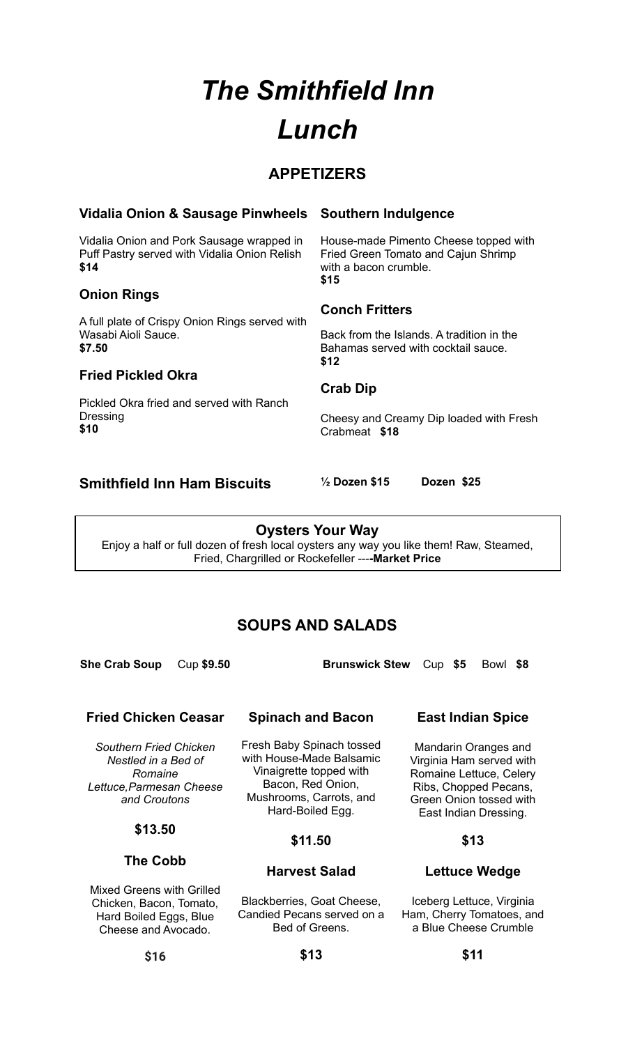# *The Smithfield Inn*
# *Lunch*

## APPETIZERS

### Vidalia Onion & Sausage Pinwheels

Vidalia Onion and Pork Sausage wrapped in Puff Pastry served with Vidalia Onion Relish
**$14**

### Onion Rings

A full plate of Crispy Onion Rings served with Wasabi Aioli Sauce.
**$7.50**

### Fried Pickled Okra

Pickled Okra fried and served with Ranch Dressing
**$10**

### Southern Indulgence

House-made Pimento Cheese topped with Fried Green Tomato and Cajun Shrimp with a bacon crumble.
**$15**

### Conch Fritters

Back from the Islands. A tradition in the Bahamas served with cocktail sauce.
**$12**

### Crab Dip

Cheesy and Creamy Dip loaded with Fresh Crabmeat **$18**

### Smithfield Inn Ham Biscuits

**½ Dozen $15** **Dozen $25**

### Oysters Your Way

Enjoy a half or full dozen of fresh local oysters any way you like them! Raw, Steamed, Fried, Chargrilled or Rockefeller ----**Market Price**

## SOUPS AND SALADS

**She Crab Soup** Cup **$9.50**

**Brunswick Stew** Cup **$5** Bowl **$8**

### Fried Chicken Ceasar

*Southern Fried Chicken Nestled in a Bed of Romaine Lettuce,Parmesan Cheese and Croutons*

**$13.50**

### The Cobb

Mixed Greens with Grilled Chicken, Bacon, Tomato, Hard Boiled Eggs, Blue Cheese and Avocado.

**$16**

### Spinach and Bacon

Fresh Baby Spinach tossed with House-Made Balsamic Vinaigrette topped with Bacon, Red Onion, Mushrooms, Carrots, and Hard-Boiled Egg.

**$11.50**

### Harvest Salad

Blackberries, Goat Cheese, Candied Pecans served on a Bed of Greens.

**$13**

### East Indian Spice

Mandarin Oranges and Virginia Ham served with Romaine Lettuce, Celery Ribs, Chopped Pecans, Green Onion tossed with East Indian Dressing.

**$13**

### Lettuce Wedge

Iceberg Lettuce, Virginia Ham, Cherry Tomatoes, and a Blue Cheese Crumble

**$11**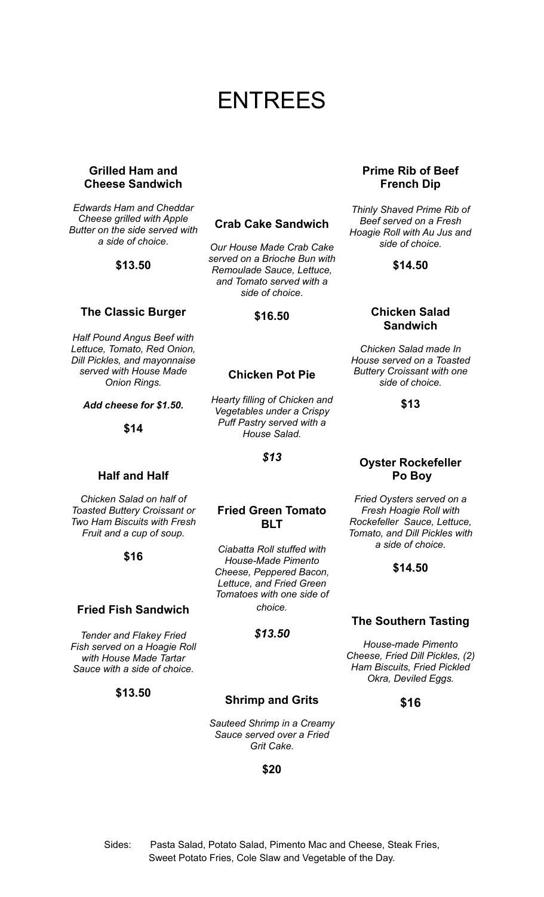# ENTREES

### Grilled Ham and Cheese Sandwich

*Edwards Ham and Cheddar Cheese grilled with Apple Butter on the side served with a side of choice.*

**$13.50**

### The Classic Burger

*Half Pound Angus Beef with Lettuce, Tomato, Red Onion, Dill Pickles, and mayonnaise served with House Made Onion Rings.*

***Add cheese for $1.50.***

**$14**

### Half and Half

*Chicken Salad on half of Toasted Buttery Croissant or Two Ham Biscuits with Fresh Fruit and a cup of soup.*

**$16**

### Fried Fish Sandwich

*Tender and Flakey Fried Fish served on a Hoagie Roll with House Made Tartar Sauce with a side of choice.*

**$13.50**

### Crab Cake Sandwich

*Our House Made Crab Cake served on a Brioche Bun with Remoulade Sauce, Lettuce, and Tomato served with a side of choice.*

**$16.50**

### Chicken Pot Pie

*Hearty filling of Chicken and Vegetables under a Crispy Puff Pastry served with a House Salad.*

***$13***

### Fried Green Tomato BLT

*Ciabatta Roll stuffed with House-Made Pimento Cheese, Peppered Bacon, Lettuce, and Fried Green Tomatoes with one side of choice.*

***$13.50***

### Shrimp and Grits

*Sauteed Shrimp in a Creamy Sauce served over a Fried Grit Cake.*

**$20**

### Prime Rib of Beef French Dip

*Thinly Shaved Prime Rib of Beef served on a Fresh Hoagie Roll with Au Jus and side of choice.*

**$14.50**

### Chicken Salad Sandwich

*Chicken Salad made In House served on a Toasted Buttery Croissant with one side of choice.*

**$13**

### Oyster Rockefeller Po Boy

*Fried Oysters served on a Fresh Hoagie Roll with Rockefeller Sauce, Lettuce, Tomato, and Dill Pickles with a side of choice.*

**$14.50**

### The Southern Tasting

*House-made Pimento Cheese, Fried Dill Pickles, (2) Ham Biscuits, Fried Pickled Okra, Deviled Eggs.*

**$16**

Sides: Pasta Salad, Potato Salad, Pimento Mac and Cheese, Steak Fries, Sweet Potato Fries, Cole Slaw and Vegetable of the Day.